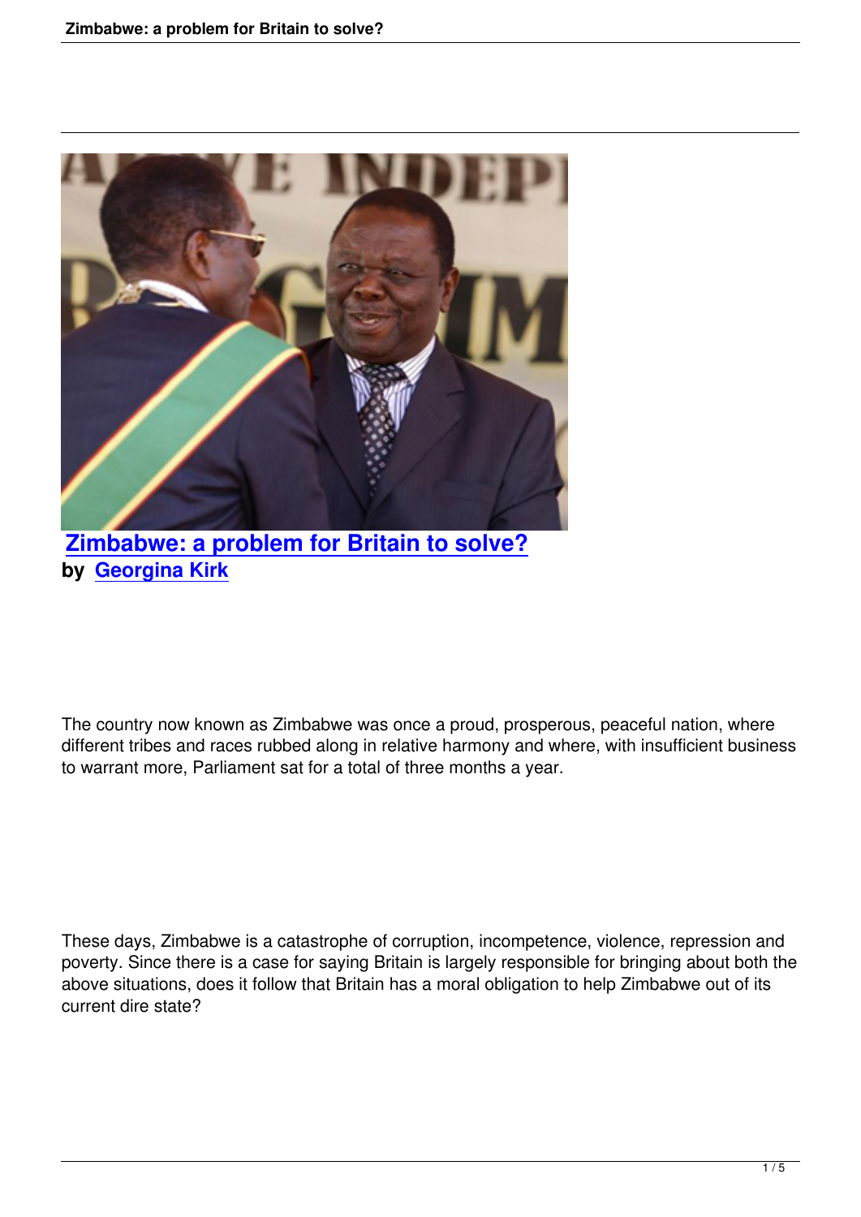# Zimbabwe: a problem for Britain to solve?

**by Georgina Kirk**

The country now known as Zimbabwe was once a proud, prosperous, peaceful nation, where different tribes and races rubbed along in relative harmony and where, with insufficient business to warrant more, Parliament sat for a total of three months a year.

These days, Zimbabwe is a catastrophe of corruption, incompetence, violence, repression and poverty. Since there is a case for saying Britain is largely responsible for bringing about both the above situations, does it follow that Britain has a moral obligation to help Zimbabwe out of its current dire state?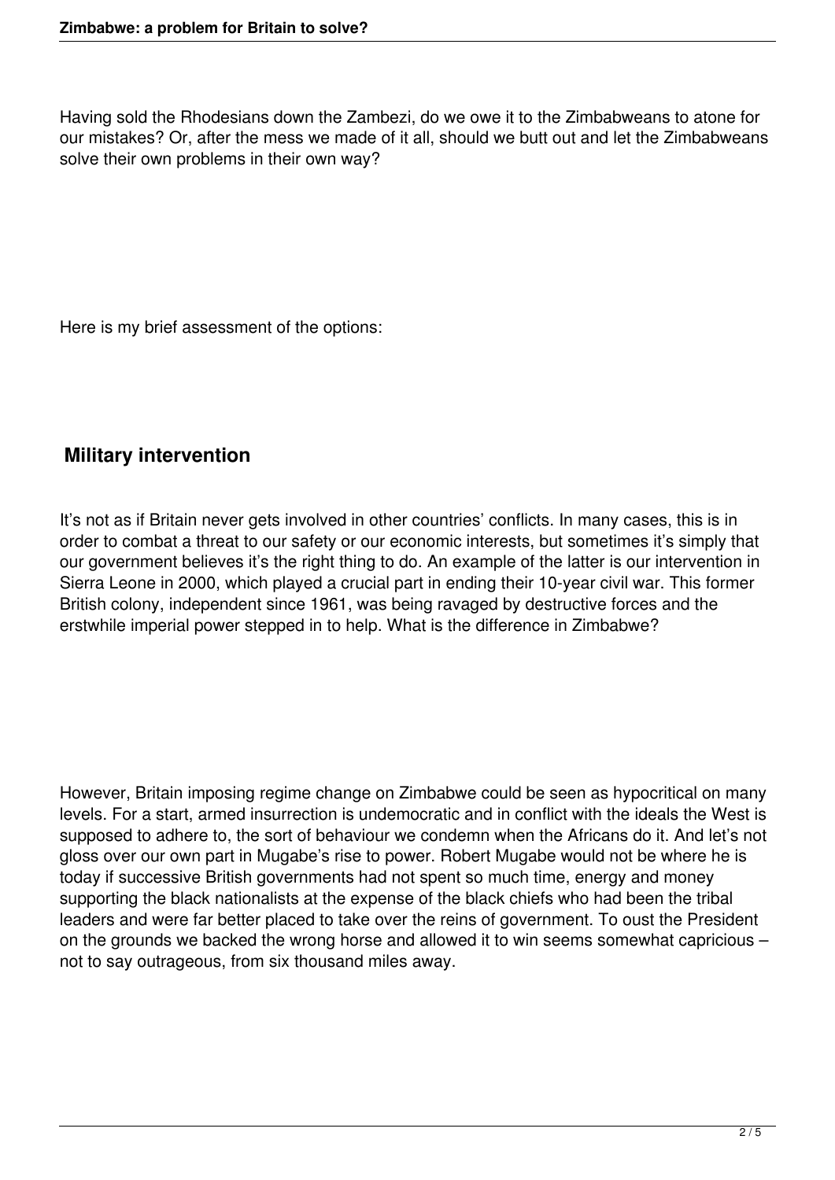Having sold the Rhodesians down the Zambezi, do we owe it to the Zimbabweans to atone for our mistakes? Or, after the mess we made of it all, should we butt out and let the Zimbabweans solve their own problems in their own way?

Here is my brief assessment of the options:

## Military intervention

It's not as if Britain never gets involved in other countries' conflicts. In many cases, this is in order to combat a threat to our safety or our economic interests, but sometimes it's simply that our government believes it's the right thing to do. An example of the latter is our intervention in Sierra Leone in 2000, which played a crucial part in ending their 10-year civil war. This former British colony, independent since 1961, was being ravaged by destructive forces and the erstwhile imperial power stepped in to help. What is the difference in Zimbabwe?

However, Britain imposing regime change on Zimbabwe could be seen as hypocritical on many levels. For a start, armed insurrection is undemocratic and in conflict with the ideals the West is supposed to adhere to, the sort of behaviour we condemn when the Africans do it. And let's not gloss over our own part in Mugabe's rise to power. Robert Mugabe would not be where he is today if successive British governments had not spent so much time, energy and money supporting the black nationalists at the expense of the black chiefs who had been the tribal leaders and were far better placed to take over the reins of government. To oust the President on the grounds we backed the wrong horse and allowed it to win seems somewhat capricious – not to say outrageous, from six thousand miles away.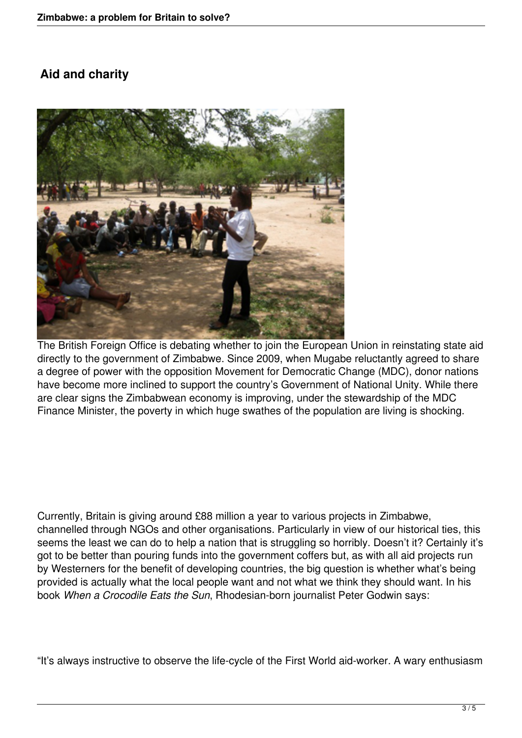## Aid and charity

The British Foreign Office is debating whether to join the European Union in reinstating state aid directly to the government of Zimbabwe. Since 2009, when Mugabe reluctantly agreed to share a degree of power with the opposition Movement for Democratic Change (MDC), donor nations have become more inclined to support the country's Government of National Unity. While there are clear signs the Zimbabwean economy is improving, under the stewardship of the MDC Finance Minister, the poverty in which huge swathes of the population are living is shocking.

Currently, Britain is giving around £88 million a year to various projects in Zimbabwe, channelled through NGOs and other organisations. Particularly in view of our historical ties, this seems the least we can do to help a nation that is struggling so horribly. Doesn't it? Certainly it's got to be better than pouring funds into the government coffers but, as with all aid projects run by Westerners for the benefit of developing countries, the big question is whether what's being provided is actually what the local people want and not what we think they should want. In his book *When a Crocodile Eats the Sun*, Rhodesian-born journalist Peter Godwin says:

"It's always instructive to observe the life-cycle of the First World aid-worker. A wary enthusiasm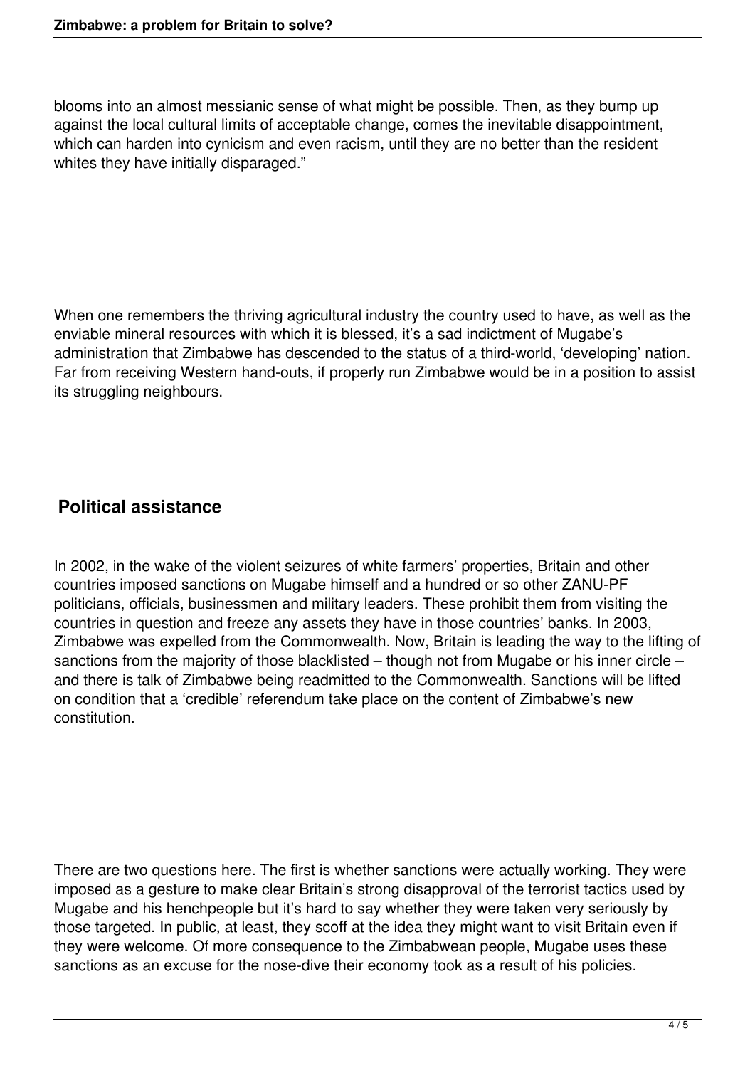blooms into an almost messianic sense of what might be possible. Then, as they bump up against the local cultural limits of acceptable change, comes the inevitable disappointment, which can harden into cynicism and even racism, until they are no better than the resident whites they have initially disparaged."

When one remembers the thriving agricultural industry the country used to have, as well as the enviable mineral resources with which it is blessed, it's a sad indictment of Mugabe's administration that Zimbabwe has descended to the status of a third-world, 'developing' nation. Far from receiving Western hand-outs, if properly run Zimbabwe would be in a position to assist its struggling neighbours.

## Political assistance

In 2002, in the wake of the violent seizures of white farmers' properties, Britain and other countries imposed sanctions on Mugabe himself and a hundred or so other ZANU-PF politicians, officials, businessmen and military leaders. These prohibit them from visiting the countries in question and freeze any assets they have in those countries' banks. In 2003, Zimbabwe was expelled from the Commonwealth. Now, Britain is leading the way to the lifting of sanctions from the majority of those blacklisted – though not from Mugabe or his inner circle – and there is talk of Zimbabwe being readmitted to the Commonwealth. Sanctions will be lifted on condition that a 'credible' referendum take place on the content of Zimbabwe's new constitution.

There are two questions here. The first is whether sanctions were actually working. They were imposed as a gesture to make clear Britain's strong disapproval of the terrorist tactics used by Mugabe and his henchpeople but it's hard to say whether they were taken very seriously by those targeted. In public, at least, they scoff at the idea they might want to visit Britain even if they were welcome. Of more consequence to the Zimbabwean people, Mugabe uses these sanctions as an excuse for the nose-dive their economy took as a result of his policies.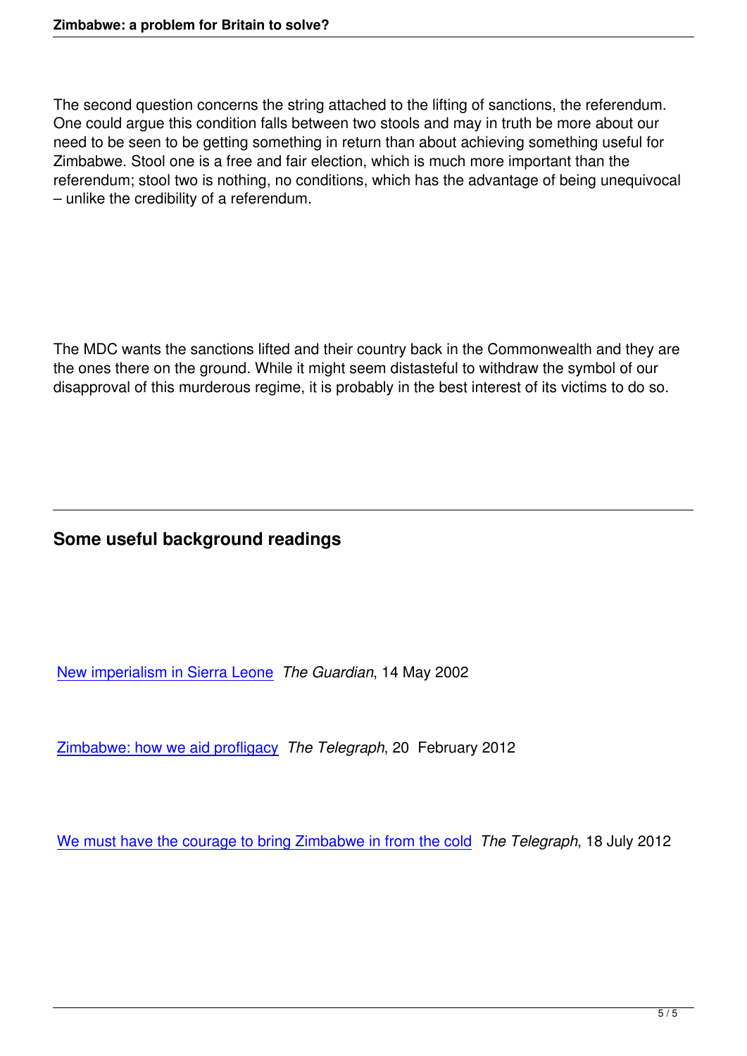The second question concerns the string attached to the lifting of sanctions, the referendum. One could argue this condition falls between two stools and may in truth be more about our need to be seen to be getting something in return than about achieving something useful for Zimbabwe. Stool one is a free and fair election, which is much more important than the referendum; stool two is nothing, no conditions, which has the advantage of being unequivocal – unlike the credibility of a referendum.

The MDC wants the sanctions lifted and their country back in the Commonwealth and they are the ones there on the ground. While it might seem distasteful to withdraw the symbol of our disapproval of this murderous regime, it is probably in the best interest of its victims to do so.

---

## Some useful background readings

New imperialism in Sierra Leone *The Guardian*, 14 May 2002

Zimbabwe: how we aid profligacy *The Telegraph*, 20 February 2012

We must have the courage to bring Zimbabwe in from the cold *The Telegraph*, 18 July 2012